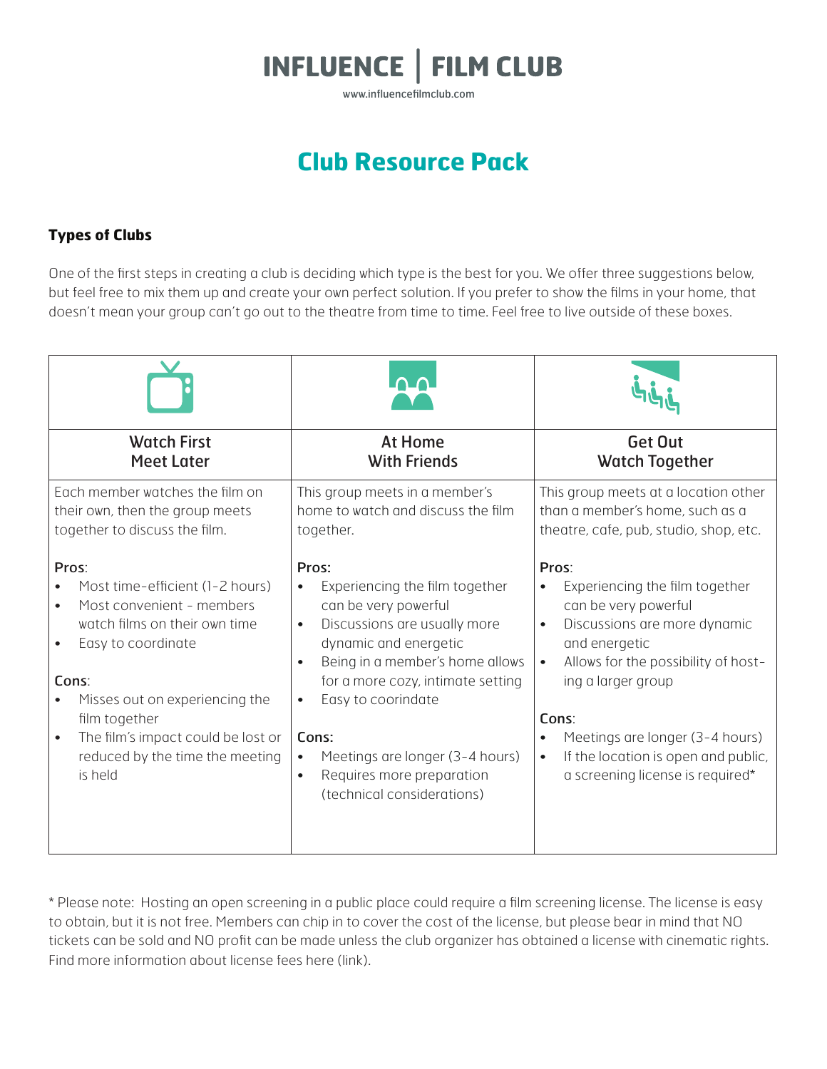# INFLUENCE | FILM CLUB

www.influencefilmclub.com

## Club Resource Pack

### Types of Clubs

One of the first steps in creating a club is deciding which type is the best for you. We offer three suggestions below, but feel free to mix them up and create your own perfect solution. If you prefer to show the films in your home, that doesn't mean your group can't go out to the theatre from time to time. Feel free to live outside of these boxes.

| Watch First Meet Later | At Home With Friends | Get Out Watch Together |
|---|---|---|
| Each member watches the film on their own, then the group meets together to discuss the film. | This group meets in a member's home to watch and discuss the film together. | This group meets at a location other than a member's home, such as a theatre, cafe, pub, studio, shop, etc. |
| **Pros**:<br>• Most time-efficient (1-2 hours)<br>• Most convenient - members watch films on their own time<br>• Easy to coordinate | **Pros:**<br>• Experiencing the film together can be very powerful<br>• Discussions are usually more dynamic and energetic<br>• Being in a member's home allows for a more cozy, intimate setting<br>• Easy to coorindate | **Pros**:<br>• Experiencing the film together can be very powerful<br>• Discussions are more dynamic and energetic<br>• Allows for the possibility of hosting a larger group |
| **Cons**:<br>• Misses out on experiencing the film together<br>• The film's impact could be lost or reduced by the time the meeting is held | **Cons:**<br>• Meetings are longer (3-4 hours)<br>• Requires more preparation (technical considerations) | **Cons**:<br>• Meetings are longer (3-4 hours)<br>• If the location is open and public, a screening license is required* |

\* Please note: Hosting an open screening in a public place could require a film screening license. The license is easy to obtain, but it is not free. Members can chip in to cover the cost of the license, but please bear in mind that NO tickets can be sold and NO profit can be made unless the club organizer has obtained a license with cinematic rights. Find more information about license fees here (link).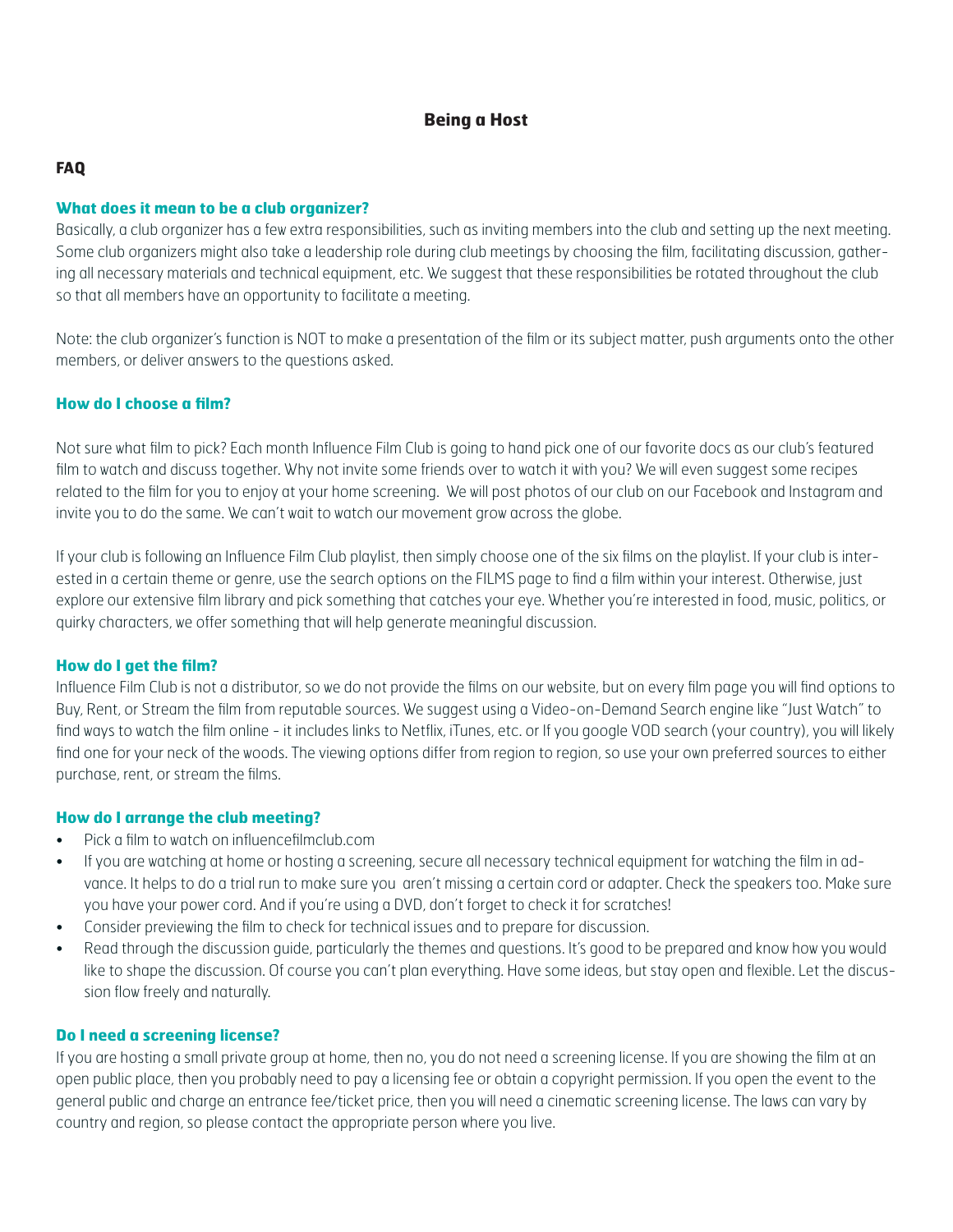## Being a Host

### FAQ

#### What does it mean to be a club organizer?

Basically, a club organizer has a few extra responsibilities, such as inviting members into the club and setting up the next meeting. Some club organizers might also take a leadership role during club meetings by choosing the film, facilitating discussion, gathering all necessary materials and technical equipment, etc. We suggest that these responsibilities be rotated throughout the club so that all members have an opportunity to facilitate a meeting.

Note: the club organizer's function is NOT to make a presentation of the film or its subject matter, push arguments onto the other members, or deliver answers to the questions asked.

#### How do I choose a film?

Not sure what film to pick? Each month Influence Film Club is going to hand pick one of our favorite docs as our club's featured film to watch and discuss together. Why not invite some friends over to watch it with you? We will even suggest some recipes related to the film for you to enjoy at your home screening. We will post photos of our club on our Facebook and Instagram and invite you to do the same. We can't wait to watch our movement grow across the globe.

If your club is following an Influence Film Club playlist, then simply choose one of the six films on the playlist. If your club is interested in a certain theme or genre, use the search options on the FILMS page to find a film within your interest. Otherwise, just explore our extensive film library and pick something that catches your eye. Whether you're interested in food, music, politics, or quirky characters, we offer something that will help generate meaningful discussion.

#### How do I get the film?

Influence Film Club is not a distributor, so we do not provide the films on our website, but on every film page you will find options to Buy, Rent, or Stream the film from reputable sources. We suggest using a Video-on-Demand Search engine like "Just Watch" to find ways to watch the film online - it includes links to Netflix, iTunes, etc. or If you google VOD search (your country), you will likely find one for your neck of the woods. The viewing options differ from region to region, so use your own preferred sources to either purchase, rent, or stream the films.

#### How do I arrange the club meeting?

- Pick a film to watch on influencefilmclub.com
- If you are watching at home or hosting a screening, secure all necessary technical equipment for watching the film in advance. It helps to do a trial run to make sure you aren't missing a certain cord or adapter. Check the speakers too. Make sure you have your power cord. And if you're using a DVD, don't forget to check it for scratches!
- Consider previewing the film to check for technical issues and to prepare for discussion.
- Read through the discussion guide, particularly the themes and questions. It's good to be prepared and know how you would like to shape the discussion. Of course you can't plan everything. Have some ideas, but stay open and flexible. Let the discussion flow freely and naturally.

#### Do I need a screening license?

If you are hosting a small private group at home, then no, you do not need a screening license. If you are showing the film at an open public place, then you probably need to pay a licensing fee or obtain a copyright permission. If you open the event to the general public and charge an entrance fee/ticket price, then you will need a cinematic screening license. The laws can vary by country and region, so please contact the appropriate person where you live.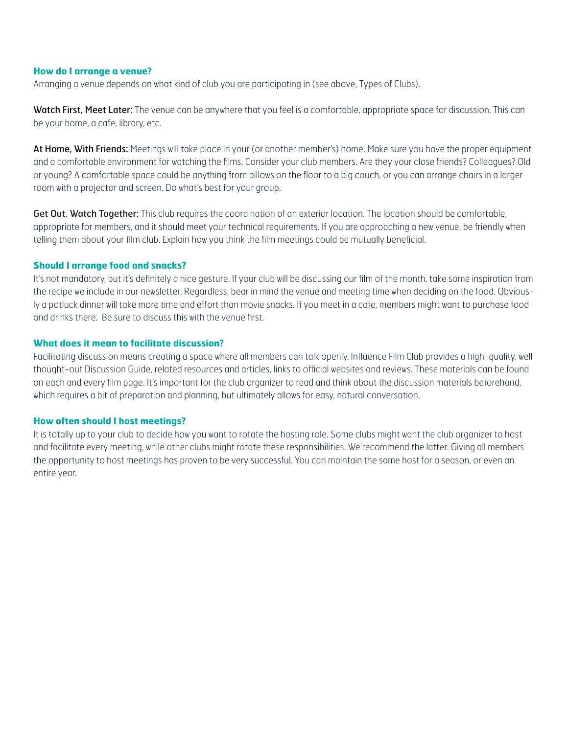### How do I arrange a venue?

Arranging a venue depends on what kind of club you are participating in (see above, Types of Clubs).

**Watch First, Meet Later:** The venue can be anywhere that you feel is a comfortable, appropriate space for discussion. This can be your home, a cafe, library, etc.

**At Home, With Friends:** Meetings will take place in your (or another member's) home. Make sure you have the proper equipment and a comfortable environment for watching the films. Consider your club members. Are they your close friends? Colleagues? Old or young? A comfortable space could be anything from pillows on the floor to a big couch, or you can arrange chairs in a larger room with a projector and screen. Do what's best for your group.

**Get Out, Watch Together:** This club requires the coordination of an exterior location. The location should be comfortable, appropriate for members, and it should meet your technical requirements. If you are approaching a new venue, be friendly when telling them about your film club. Explain how you think the film meetings could be mutually beneficial.

### Should I arrange food and snacks?

It's not mandatory, but it's definitely a nice gesture. If your club will be discussing our film of the month, take some inspiration from the recipe we include in our newsletter. Regardless, bear in mind the venue and meeting time when deciding on the food. Obviously a potluck dinner will take more time and effort than movie snacks. If you meet in a cafe, members might want to purchase food and drinks there. Be sure to discuss this with the venue first.

### What does it mean to facilitate discussion?

Facilitating discussion means creating a space where all members can talk openly. Influence Film Club provides a high-quality, well thought-out Discussion Guide, related resources and articles, links to official websites and reviews. These materials can be found on each and every film page. It's important for the club organizer to read and think about the discussion materials beforehand, which requires a bit of preparation and planning, but ultimately allows for easy, natural conversation.

### How often should I host meetings?

It is totally up to your club to decide how you want to rotate the hosting role. Some clubs might want the club organizer to host and facilitate every meeting, while other clubs might rotate these responsibilities. We recommend the latter. Giving all members the opportunity to host meetings has proven to be very successful. You can maintain the same host for a season, or even an entire year.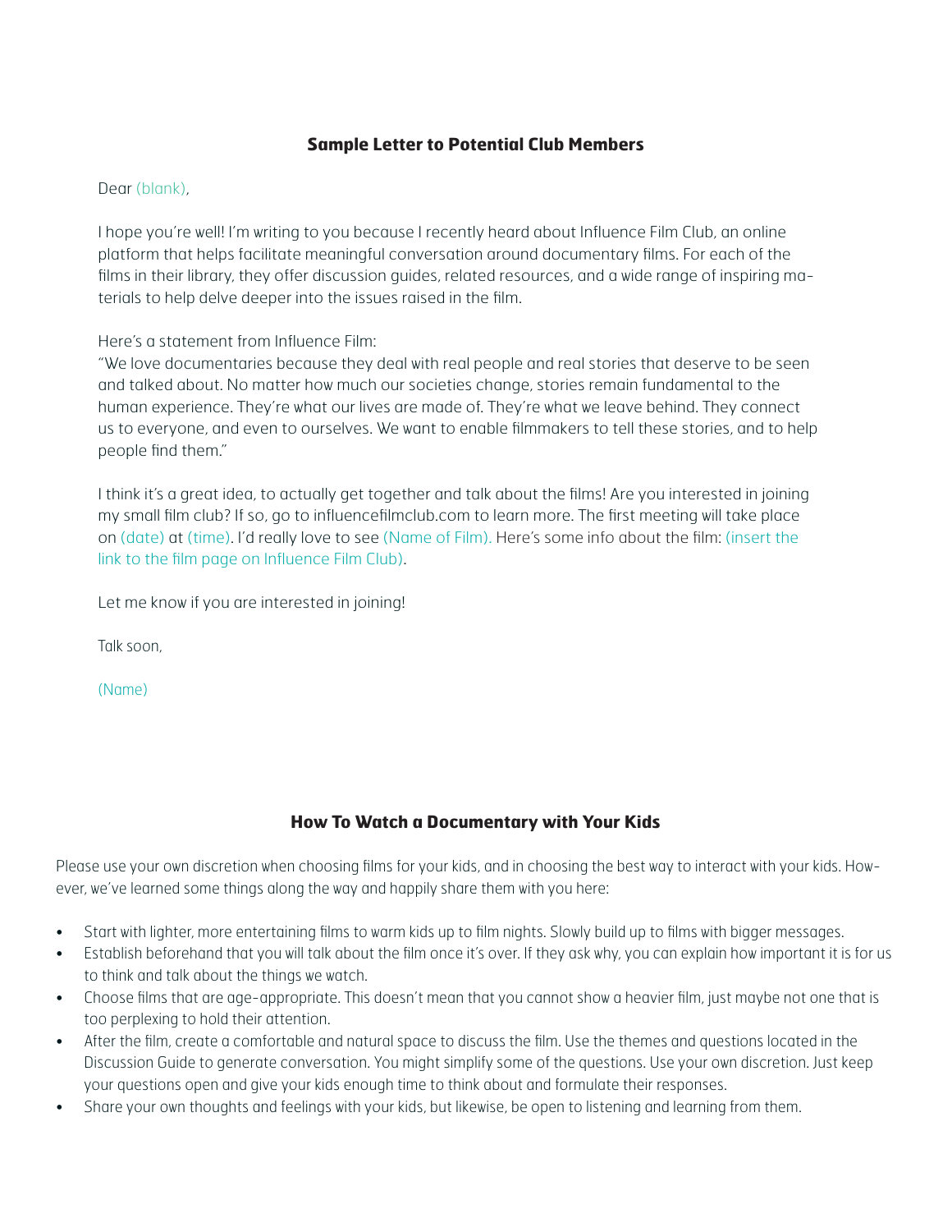## Sample Letter to Potential Club Members

Dear (blank),

I hope you're well! I'm writing to you because I recently heard about Influence Film Club, an online platform that helps facilitate meaningful conversation around documentary films. For each of the films in their library, they offer discussion guides, related resources, and a wide range of inspiring materials to help delve deeper into the issues raised in the film.

Here's a statement from Influence Film:
"We love documentaries because they deal with real people and real stories that deserve to be seen and talked about. No matter how much our societies change, stories remain fundamental to the human experience. They're what our lives are made of. They're what we leave behind. They connect us to everyone, and even to ourselves. We want to enable filmmakers to tell these stories, and to help people find them."

I think it's a great idea, to actually get together and talk about the films! Are you interested in joining my small film club? If so, go to influencefilmclub.com to learn more. The first meeting will take place on (date) at (time). I'd really love to see (Name of Film). Here's some info about the film: (insert the link to the film page on Influence Film Club).

Let me know if you are interested in joining!

Talk soon,

(Name)

## How To Watch a Documentary with Your Kids

Please use your own discretion when choosing films for your kids, and in choosing the best way to interact with your kids. However, we've learned some things along the way and happily share them with you here:

- Start with lighter, more entertaining films to warm kids up to film nights. Slowly build up to films with bigger messages.
- Establish beforehand that you will talk about the film once it's over. If they ask why, you can explain how important it is for us to think and talk about the things we watch.
- Choose films that are age-appropriate. This doesn't mean that you cannot show a heavier film, just maybe not one that is too perplexing to hold their attention.
- After the film, create a comfortable and natural space to discuss the film. Use the themes and questions located in the Discussion Guide to generate conversation. You might simplify some of the questions. Use your own discretion. Just keep your questions open and give your kids enough time to think about and formulate their responses.
- Share your own thoughts and feelings with your kids, but likewise, be open to listening and learning from them.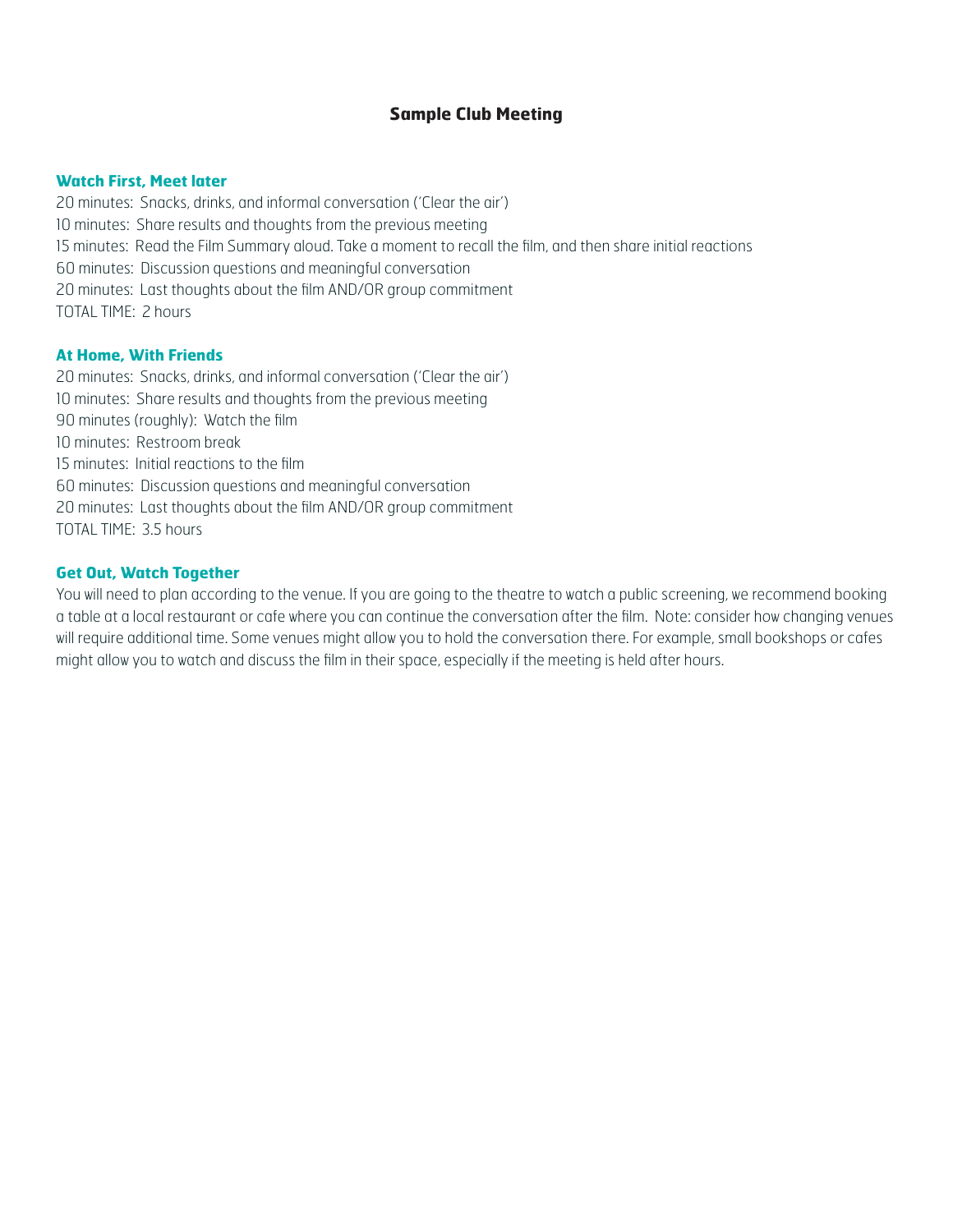# Sample Club Meeting

### Watch First, Meet later

20 minutes: Snacks, drinks, and informal conversation ('Clear the air')
10 minutes: Share results and thoughts from the previous meeting
15 minutes: Read the Film Summary aloud. Take a moment to recall the film, and then share initial reactions
60 minutes: Discussion questions and meaningful conversation
20 minutes: Last thoughts about the film AND/OR group commitment
TOTAL TIME: 2 hours

### At Home, With Friends

20 minutes: Snacks, drinks, and informal conversation ('Clear the air')
10 minutes: Share results and thoughts from the previous meeting
90 minutes (roughly): Watch the film
10 minutes: Restroom break
15 minutes: Initial reactions to the film
60 minutes: Discussion questions and meaningful conversation
20 minutes: Last thoughts about the film AND/OR group commitment
TOTAL TIME: 3.5 hours

### Get Out, Watch Together

You will need to plan according to the venue. If you are going to the theatre to watch a public screening, we recommend booking a table at a local restaurant or cafe where you can continue the conversation after the film. Note: consider how changing venues will require additional time. Some venues might allow you to hold the conversation there. For example, small bookshops or cafes might allow you to watch and discuss the film in their space, especially if the meeting is held after hours.